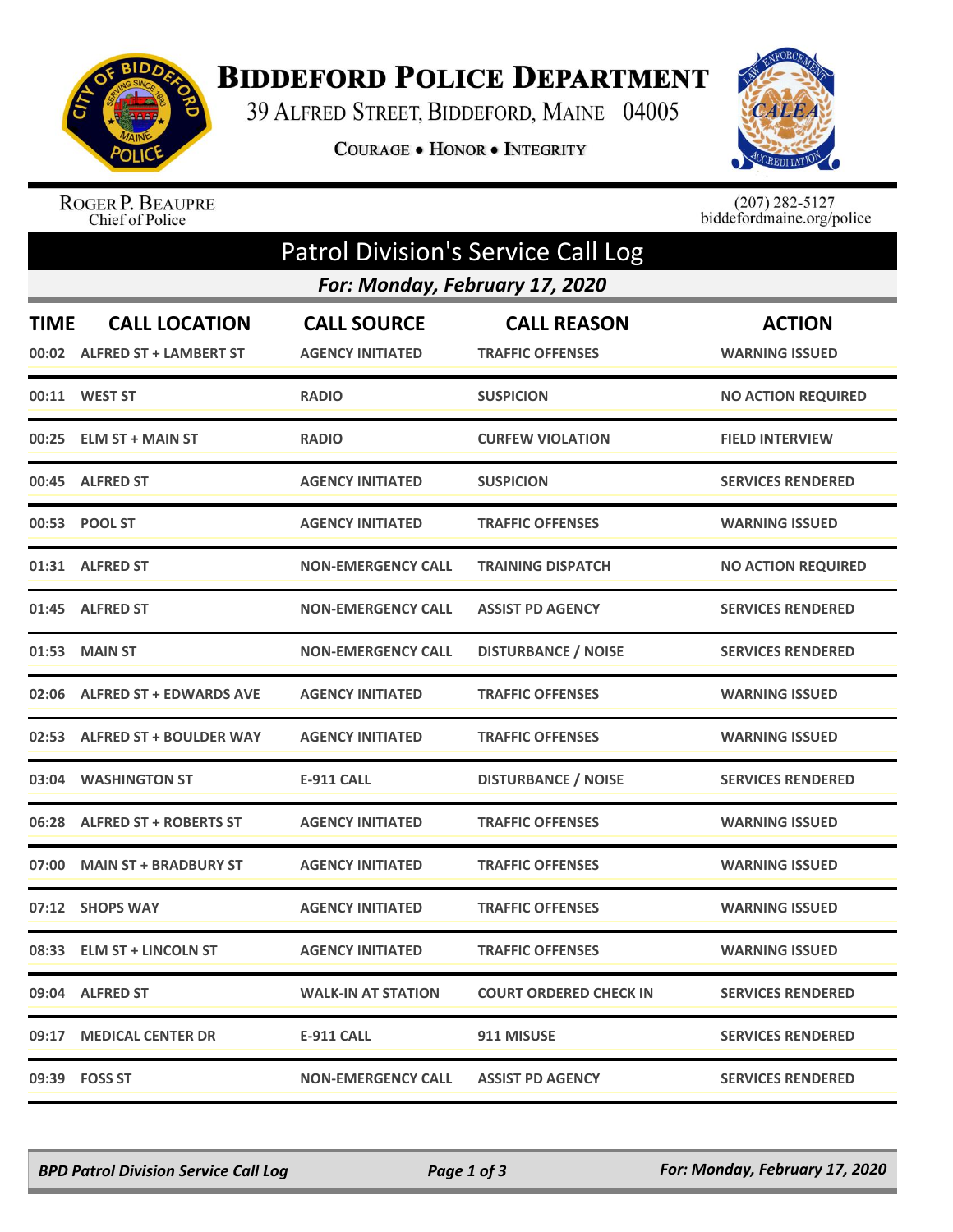# BIDDEFORD POLICE DEPARTMENT

39 ALFRED STREET, BIDDEFORD, MAINE 04005

COURAGE • HONOR • INTEGRITY

ROGER P. BEAUPRE
Chief of Police

(207) 282-5127
biddefordmaine.org/police

## Patrol Division's Service Call Log

### For: Monday, February 17, 2020

| TIME | CALL LOCATION | CALL SOURCE | CALL REASON | ACTION |
|---|---|---|---|---|
| 00:02 | ALFRED ST + LAMBERT ST | AGENCY INITIATED | TRAFFIC OFFENSES | WARNING ISSUED |
| 00:11 | WEST ST | RADIO | SUSPICION | NO ACTION REQUIRED |
| 00:25 | ELM ST + MAIN ST | RADIO | CURFEW VIOLATION | FIELD INTERVIEW |
| 00:45 | ALFRED ST | AGENCY INITIATED | SUSPICION | SERVICES RENDERED |
| 00:53 | POOL ST | AGENCY INITIATED | TRAFFIC OFFENSES | WARNING ISSUED |
| 01:31 | ALFRED ST | NON-EMERGENCY CALL | TRAINING DISPATCH | NO ACTION REQUIRED |
| 01:45 | ALFRED ST | NON-EMERGENCY CALL | ASSIST PD AGENCY | SERVICES RENDERED |
| 01:53 | MAIN ST | NON-EMERGENCY CALL | DISTURBANCE / NOISE | SERVICES RENDERED |
| 02:06 | ALFRED ST + EDWARDS AVE | AGENCY INITIATED | TRAFFIC OFFENSES | WARNING ISSUED |
| 02:53 | ALFRED ST + BOULDER WAY | AGENCY INITIATED | TRAFFIC OFFENSES | WARNING ISSUED |
| 03:04 | WASHINGTON ST | E-911 CALL | DISTURBANCE / NOISE | SERVICES RENDERED |
| 06:28 | ALFRED ST + ROBERTS ST | AGENCY INITIATED | TRAFFIC OFFENSES | WARNING ISSUED |
| 07:00 | MAIN ST + BRADBURY ST | AGENCY INITIATED | TRAFFIC OFFENSES | WARNING ISSUED |
| 07:12 | SHOPS WAY | AGENCY INITIATED | TRAFFIC OFFENSES | WARNING ISSUED |
| 08:33 | ELM ST + LINCOLN ST | AGENCY INITIATED | TRAFFIC OFFENSES | WARNING ISSUED |
| 09:04 | ALFRED ST | WALK-IN AT STATION | COURT ORDERED CHECK IN | SERVICES RENDERED |
| 09:17 | MEDICAL CENTER DR | E-911 CALL | 911 MISUSE | SERVICES RENDERED |
| 09:39 | FOSS ST | NON-EMERGENCY CALL | ASSIST PD AGENCY | SERVICES RENDERED |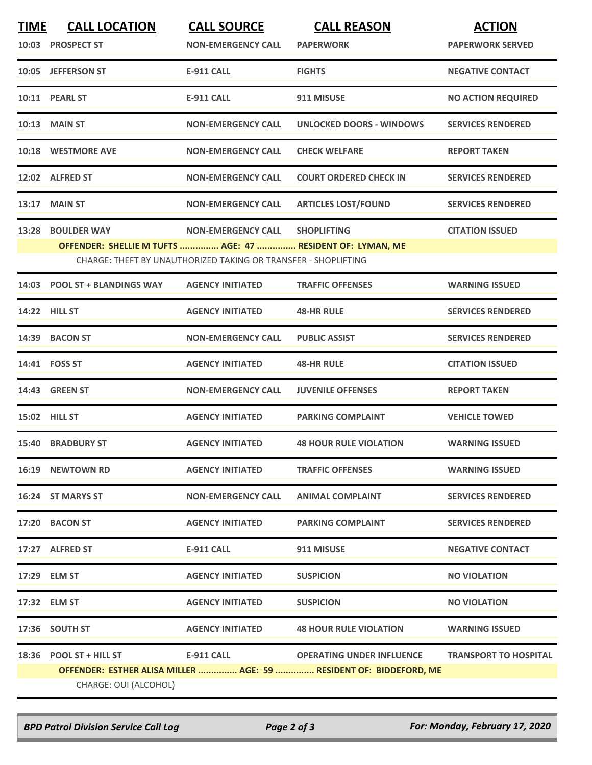| TIME | CALL LOCATION | CALL SOURCE | CALL REASON | ACTION |
|---|---|---|---|---|
| 10:03 | PROSPECT ST | NON-EMERGENCY CALL | PAPERWORK | PAPERWORK SERVED |
| 10:05 | JEFFERSON ST | E-911 CALL | FIGHTS | NEGATIVE CONTACT |
| 10:11 | PEARL ST | E-911 CALL | 911 MISUSE | NO ACTION REQUIRED |
| 10:13 | MAIN ST | NON-EMERGENCY CALL | UNLOCKED DOORS - WINDOWS | SERVICES RENDERED |
| 10:18 | WESTMORE AVE | NON-EMERGENCY CALL | CHECK WELFARE | REPORT TAKEN |
| 12:02 | ALFRED ST | NON-EMERGENCY CALL | COURT ORDERED CHECK IN | SERVICES RENDERED |
| 13:17 | MAIN ST | NON-EMERGENCY CALL | ARTICLES LOST/FOUND | SERVICES RENDERED |
| 13:28 | BOULDER WAY | NON-EMERGENCY CALL | SHOPLIFTING | CITATION ISSUED |
| | **OFFENDER: SHELLIE M TUFTS ............... AGE: 47 ............... RESIDENT OF: LYMAN, ME** | | | |
| | CHARGE: THEFT BY UNAUTHORIZED TAKING OR TRANSFER - SHOPLIFTING | | | |
| 14:03 | POOL ST + BLANDINGS WAY | AGENCY INITIATED | TRAFFIC OFFENSES | WARNING ISSUED |
| 14:22 | HILL ST | AGENCY INITIATED | 48-HR RULE | SERVICES RENDERED |
| 14:39 | BACON ST | NON-EMERGENCY CALL | PUBLIC ASSIST | SERVICES RENDERED |
| 14:41 | FOSS ST | AGENCY INITIATED | 48-HR RULE | CITATION ISSUED |
| 14:43 | GREEN ST | NON-EMERGENCY CALL | JUVENILE OFFENSES | REPORT TAKEN |
| 15:02 | HILL ST | AGENCY INITIATED | PARKING COMPLAINT | VEHICLE TOWED |
| 15:40 | BRADBURY ST | AGENCY INITIATED | 48 HOUR RULE VIOLATION | WARNING ISSUED |
| 16:19 | NEWTOWN RD | AGENCY INITIATED | TRAFFIC OFFENSES | WARNING ISSUED |
| 16:24 | ST MARYS ST | NON-EMERGENCY CALL | ANIMAL COMPLAINT | SERVICES RENDERED |
| 17:20 | BACON ST | AGENCY INITIATED | PARKING COMPLAINT | SERVICES RENDERED |
| 17:27 | ALFRED ST | E-911 CALL | 911 MISUSE | NEGATIVE CONTACT |
| 17:29 | ELM ST | AGENCY INITIATED | SUSPICION | NO VIOLATION |
| 17:32 | ELM ST | AGENCY INITIATED | SUSPICION | NO VIOLATION |
| 17:36 | SOUTH ST | AGENCY INITIATED | 48 HOUR RULE VIOLATION | WARNING ISSUED |
| 18:36 | POOL ST + HILL ST | E-911 CALL | OPERATING UNDER INFLUENCE | TRANSPORT TO HOSPITAL |
| | **OFFENDER: ESTHER ALISA MILLER ............... AGE: 59 ............... RESIDENT OF: BIDDEFORD, ME** | | | |
| | CHARGE: OUI (ALCOHOL) | | | |

*BPD Patrol Division Service Call Log* — *For: Monday, February 17, 2020*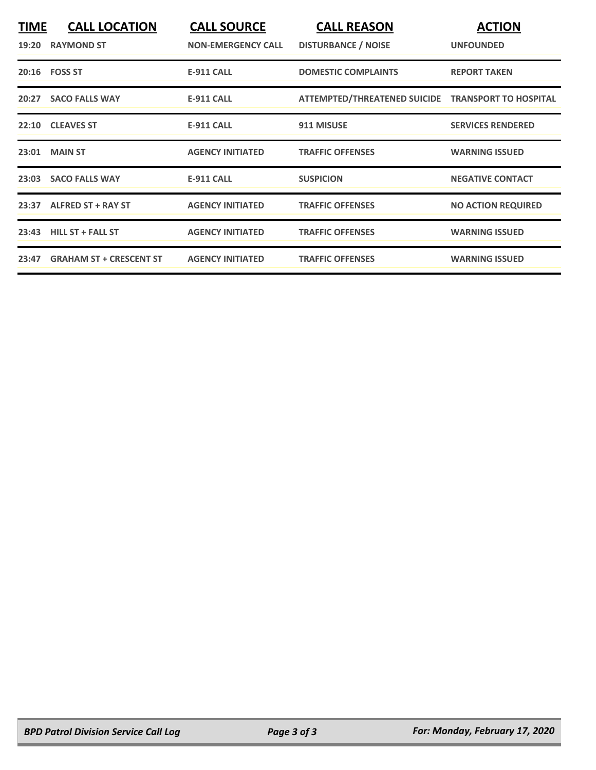| TIME | CALL LOCATION | CALL SOURCE | CALL REASON | ACTION |
|---|---|---|---|---|
| 19:20 | RAYMOND ST | NON-EMERGENCY CALL | DISTURBANCE / NOISE | UNFOUNDED |
| 20:16 | FOSS ST | E-911 CALL | DOMESTIC COMPLAINTS | REPORT TAKEN |
| 20:27 | SACO FALLS WAY | E-911 CALL | ATTEMPTED/THREATENED SUICIDE | TRANSPORT TO HOSPITAL |
| 22:10 | CLEAVES ST | E-911 CALL | 911 MISUSE | SERVICES RENDERED |
| 23:01 | MAIN ST | AGENCY INITIATED | TRAFFIC OFFENSES | WARNING ISSUED |
| 23:03 | SACO FALLS WAY | E-911 CALL | SUSPICION | NEGATIVE CONTACT |
| 23:37 | ALFRED ST + RAY ST | AGENCY INITIATED | TRAFFIC OFFENSES | NO ACTION REQUIRED |
| 23:43 | HILL ST + FALL ST | AGENCY INITIATED | TRAFFIC OFFENSES | WARNING ISSUED |
| 23:47 | GRAHAM ST + CRESCENT ST | AGENCY INITIATED | TRAFFIC OFFENSES | WARNING ISSUED |